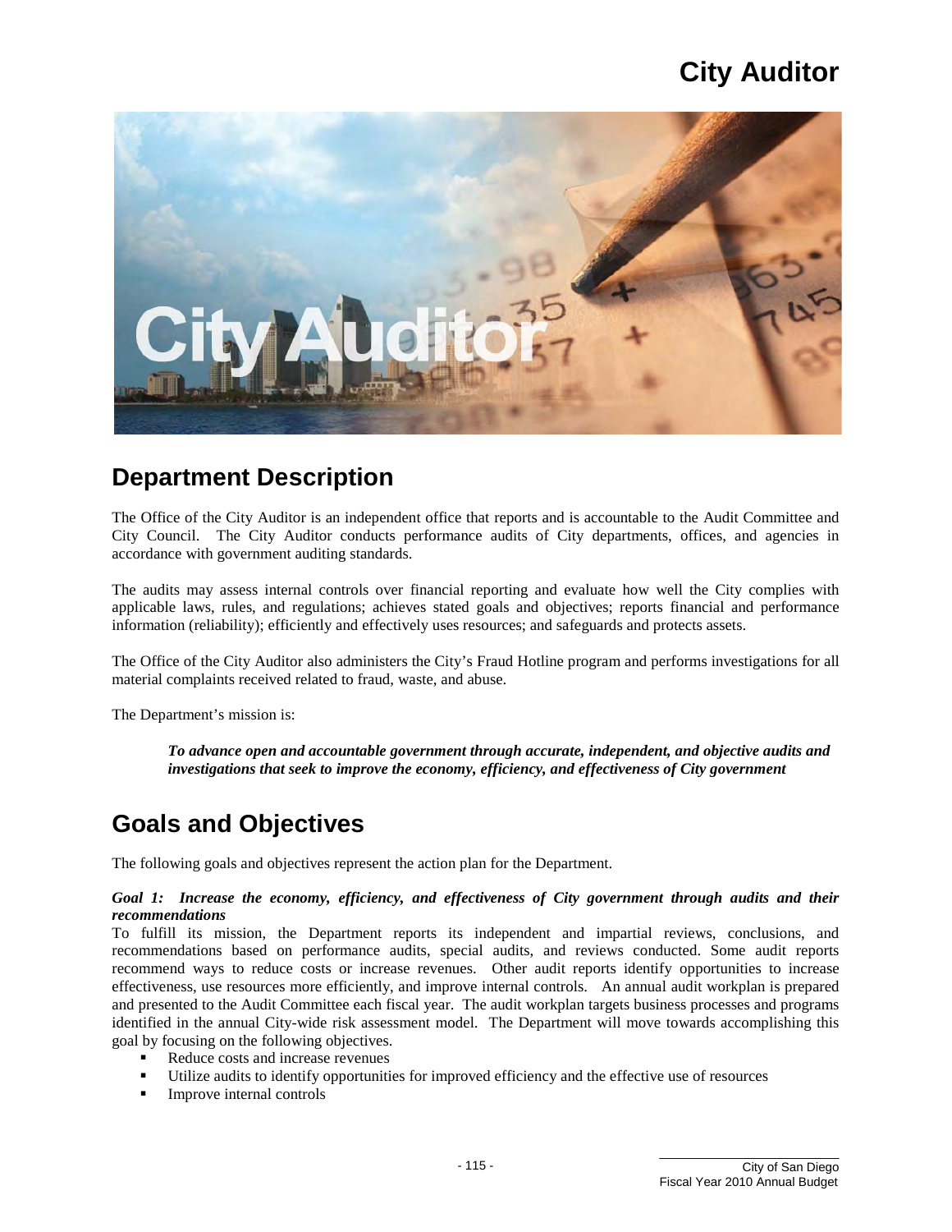# City Auditor

## Department Description

The Office of the City Auditor is an independent office that reports and is accountable to the Audit Committee and City Council. The City Auditor conducts performance audits of City departments, offices, and agencies in accordance with government auditing standards.

The audits may assess internal controls over financial reporting and evaluate how well the City complies with applicable laws, rules, and regulations; achieves stated goals and objectives; reports financial and performance information (reliability); efficiently and effectively uses resources; and safeguards and protects assets.

The Office of the City Auditor also administers the City's Fraud Hotline program and performs investigations for all material complaints received related to fraud, waste, and abuse.

The Department's mission is:

> ***To advance open and accountable government through accurate, independent, and objective audits and investigations that seek to improve the economy, efficiency, and effectiveness of City government***

## Goals and Objectives

The following goals and objectives represent the action plan for the Department.

***Goal 1: Increase the economy, efficiency, and effectiveness of City government through audits and their recommendations***

To fulfill its mission, the Department reports its independent and impartial reviews, conclusions, and recommendations based on performance audits, special audits, and reviews conducted. Some audit reports recommend ways to reduce costs or increase revenues. Other audit reports identify opportunities to increase effectiveness, use resources more efficiently, and improve internal controls. An annual audit workplan is prepared and presented to the Audit Committee each fiscal year. The audit workplan targets business processes and programs identified in the annual City-wide risk assessment model. The Department will move towards accomplishing this goal by focusing on the following objectives.

- Reduce costs and increase revenues
- Utilize audits to identify opportunities for improved efficiency and the effective use of resources
- Improve internal controls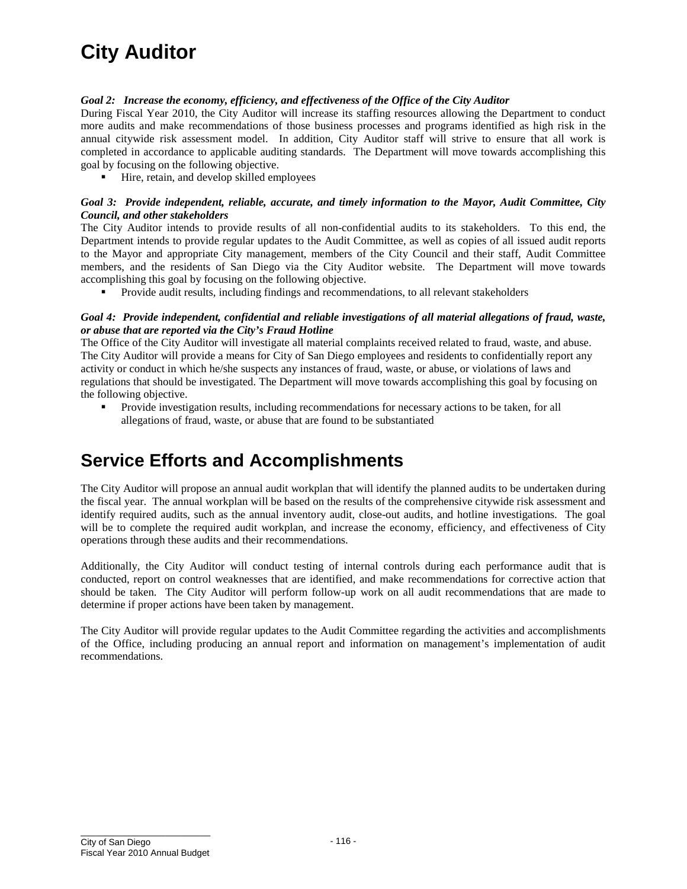# City Auditor

***Goal 2: Increase the economy, efficiency, and effectiveness of the Office of the City Auditor***

During Fiscal Year 2010, the City Auditor will increase its staffing resources allowing the Department to conduct more audits and make recommendations of those business processes and programs identified as high risk in the annual citywide risk assessment model. In addition, City Auditor staff will strive to ensure that all work is completed in accordance to applicable auditing standards. The Department will move towards accomplishing this goal by focusing on the following objective.

- Hire, retain, and develop skilled employees

***Goal 3: Provide independent, reliable, accurate, and timely information to the Mayor, Audit Committee, City Council, and other stakeholders***

The City Auditor intends to provide results of all non-confidential audits to its stakeholders. To this end, the Department intends to provide regular updates to the Audit Committee, as well as copies of all issued audit reports to the Mayor and appropriate City management, members of the City Council and their staff, Audit Committee members, and the residents of San Diego via the City Auditor website. The Department will move towards accomplishing this goal by focusing on the following objective.

- Provide audit results, including findings and recommendations, to all relevant stakeholders

***Goal 4: Provide independent, confidential and reliable investigations of all material allegations of fraud, waste, or abuse that are reported via the City's Fraud Hotline***

The Office of the City Auditor will investigate all material complaints received related to fraud, waste, and abuse. The City Auditor will provide a means for City of San Diego employees and residents to confidentially report any activity or conduct in which he/she suspects any instances of fraud, waste, or abuse, or violations of laws and regulations that should be investigated. The Department will move towards accomplishing this goal by focusing on the following objective.

- Provide investigation results, including recommendations for necessary actions to be taken, for all allegations of fraud, waste, or abuse that are found to be substantiated

# Service Efforts and Accomplishments

The City Auditor will propose an annual audit workplan that will identify the planned audits to be undertaken during the fiscal year. The annual workplan will be based on the results of the comprehensive citywide risk assessment and identify required audits, such as the annual inventory audit, close-out audits, and hotline investigations. The goal will be to complete the required audit workplan, and increase the economy, efficiency, and effectiveness of City operations through these audits and their recommendations.

Additionally, the City Auditor will conduct testing of internal controls during each performance audit that is conducted, report on control weaknesses that are identified, and make recommendations for corrective action that should be taken. The City Auditor will perform follow-up work on all audit recommendations that are made to determine if proper actions have been taken by management.

The City Auditor will provide regular updates to the Audit Committee regarding the activities and accomplishments of the Office, including producing an annual report and information on management's implementation of audit recommendations.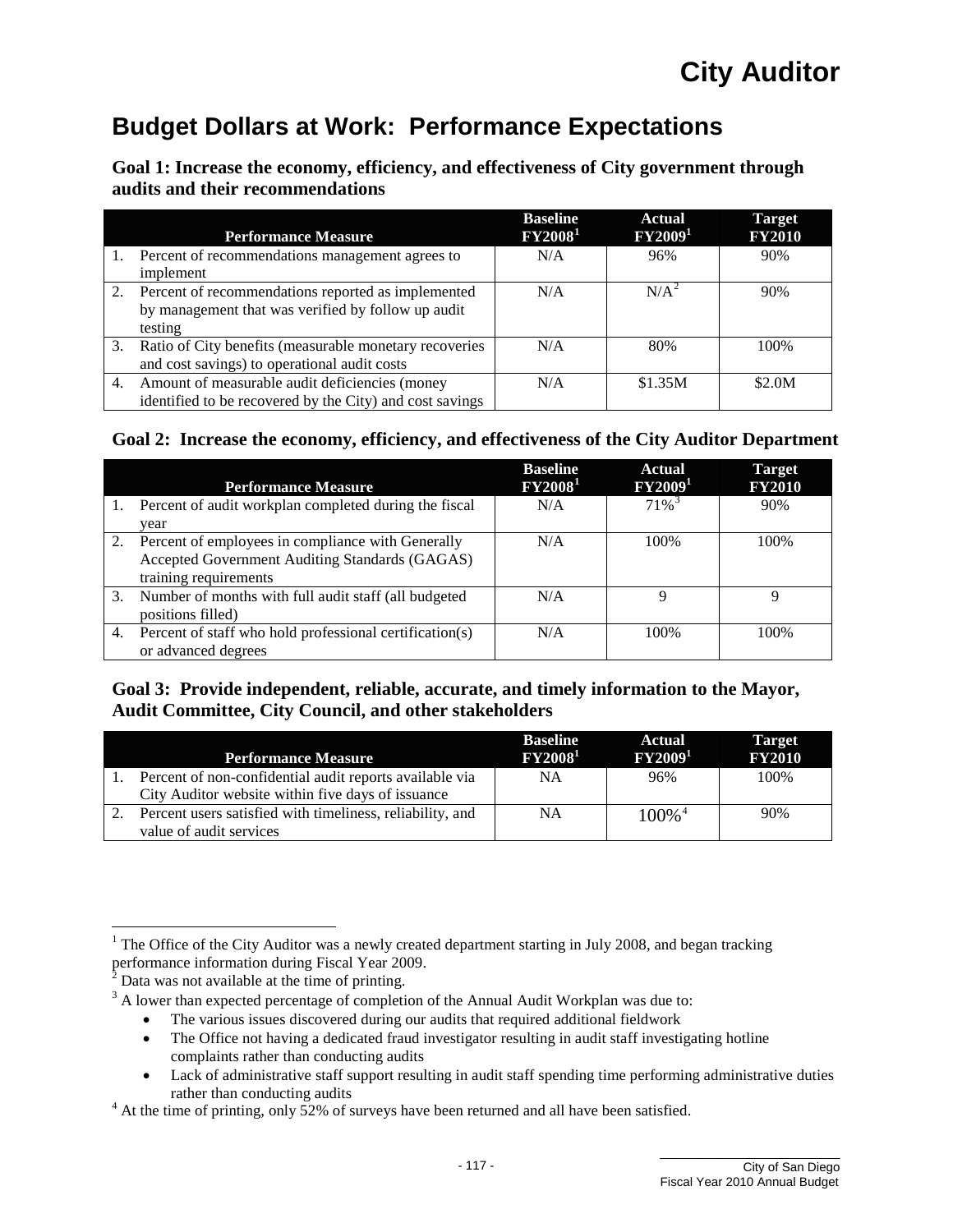# City Auditor

## Budget Dollars at Work: Performance Expectations

### Goal 1: Increase the economy, efficiency, and effectiveness of City government through audits and their recommendations

| Performance Measure | Baseline FY2008[1] | Actual FY2009[1] | Target FY2010 |
|---|---|---|---|
| 1. Percent of recommendations management agrees to implement | N/A | 96% | 90% |
| 2. Percent of recommendations reported as implemented by management that was verified by follow up audit testing | N/A | N/A[2] | 90% |
| 3. Ratio of City benefits (measurable monetary recoveries and cost savings) to operational audit costs | N/A | 80% | 100% |
| 4. Amount of measurable audit deficiencies (money identified to be recovered by the City) and cost savings | N/A | $1.35M | $2.0M |

### Goal 2: Increase the economy, efficiency, and effectiveness of the City Auditor Department

| Performance Measure | Baseline FY2008[1] | Actual FY2009[1] | Target FY2010 |
|---|---|---|---|
| 1. Percent of audit workplan completed during the fiscal year | N/A | 71%[3] | 90% |
| 2. Percent of employees in compliance with Generally Accepted Government Auditing Standards (GAGAS) training requirements | N/A | 100% | 100% |
| 3. Number of months with full audit staff (all budgeted positions filled) | N/A | 9 | 9 |
| 4. Percent of staff who hold professional certification(s) or advanced degrees | N/A | 100% | 100% |

### Goal 3: Provide independent, reliable, accurate, and timely information to the Mayor, Audit Committee, City Council, and other stakeholders

| Performance Measure | Baseline FY2008[1] | Actual FY2009[1] | Target FY2010 |
|---|---|---|---|
| 1. Percent of non-confidential audit reports available via City Auditor website within five days of issuance | NA | 96% | 100% |
| 2. Percent users satisfied with timeliness, reliability, and value of audit services | NA | 100%[4] | 90% |

---

[1] The Office of the City Auditor was a newly created department starting in July 2008, and began tracking performance information during Fiscal Year 2009.

[2] Data was not available at the time of printing.

[3] A lower than expected percentage of completion of the Annual Audit Workplan was due to:

- The various issues discovered during our audits that required additional fieldwork
- The Office not having a dedicated fraud investigator resulting in audit staff investigating hotline complaints rather than conducting audits
- Lack of administrative staff support resulting in audit staff spending time performing administrative duties rather than conducting audits

[4] At the time of printing, only 52% of surveys have been returned and all have been satisfied.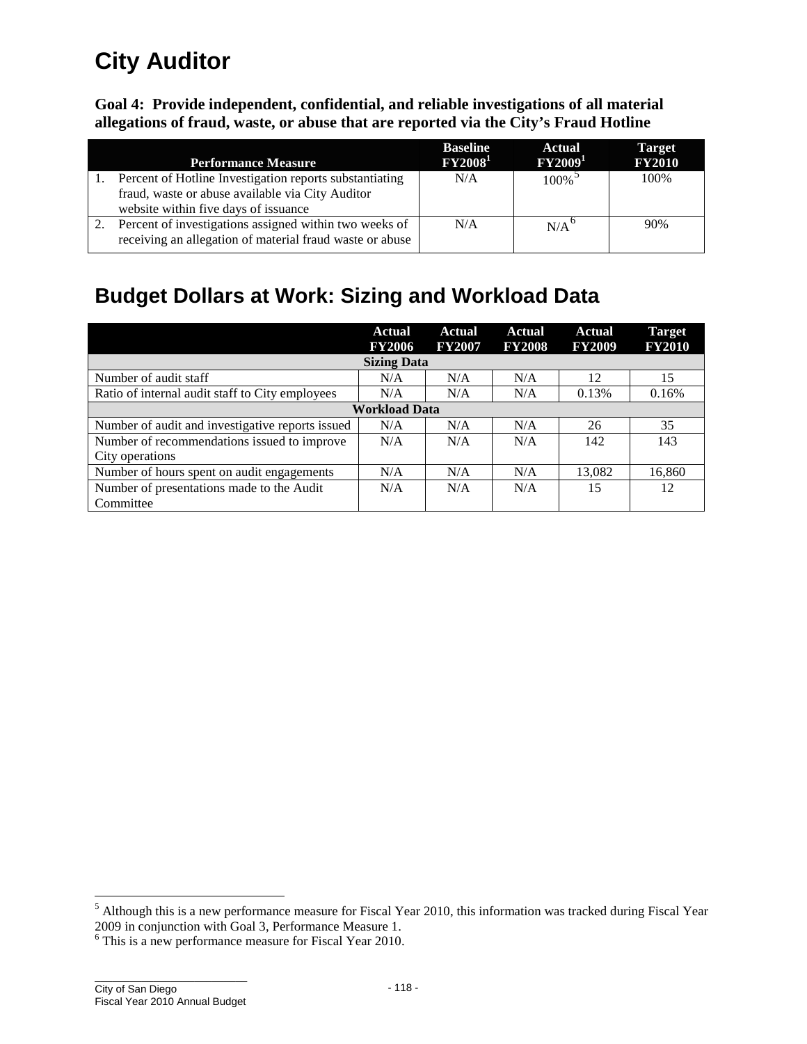# City Auditor

**Goal 4: Provide independent, confidential, and reliable investigations of all material allegations of fraud, waste, or abuse that are reported via the City's Fraud Hotline**

| Performance Measure | Baseline FY2008[1] | Actual FY2009[1] | Target FY2010 |
|---|---|---|---|
| 1. Percent of Hotline Investigation reports substantiating fraud, waste or abuse available via City Auditor website within five days of issuance | N/A | 100%[5] | 100% |
| 2. Percent of investigations assigned within two weeks of receiving an allegation of material fraud waste or abuse | N/A | N/A[6] | 90% |

# Budget Dollars at Work: Sizing and Workload Data

| | Actual FY2006 | Actual FY2007 | Actual FY2008 | Actual FY2009 | Target FY2010 |
|---|---|---|---|---|---|
| **Sizing Data** | | | | | |
| Number of audit staff | N/A | N/A | N/A | 12 | 15 |
| Ratio of internal audit staff to City employees | N/A | N/A | N/A | 0.13% | 0.16% |
| **Workload Data** | | | | | |
| Number of audit and investigative reports issued | N/A | N/A | N/A | 26 | 35 |
| Number of recommendations issued to improve City operations | N/A | N/A | N/A | 142 | 143 |
| Number of hours spent on audit engagements | N/A | N/A | N/A | 13,082 | 16,860 |
| Number of presentations made to the Audit Committee | N/A | N/A | N/A | 15 | 12 |

[5] Although this is a new performance measure for Fiscal Year 2010, this information was tracked during Fiscal Year 2009 in conjunction with Goal 3, Performance Measure 1.

[6] This is a new performance measure for Fiscal Year 2010.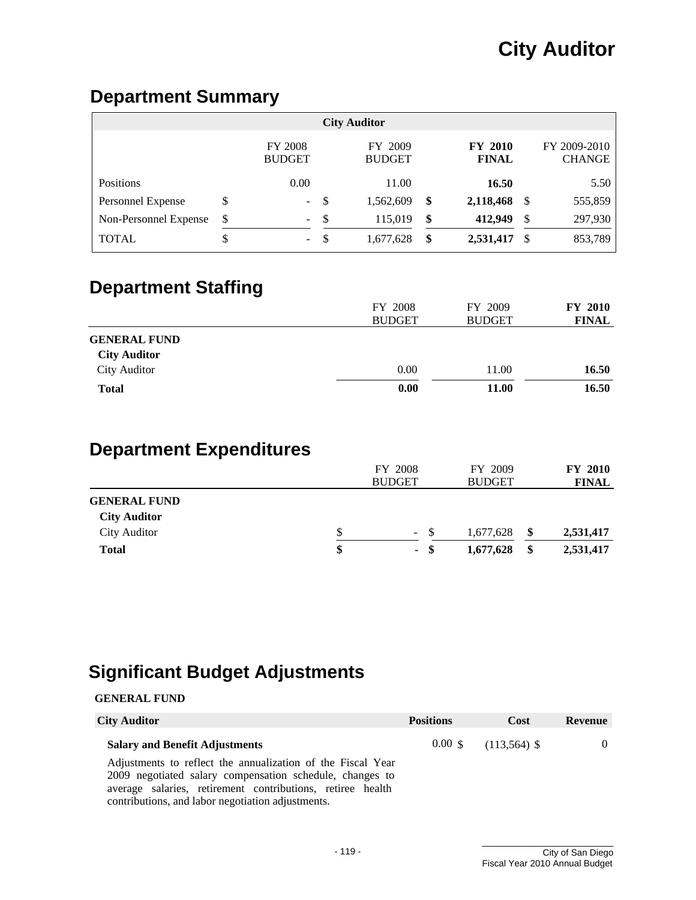# City Auditor

## Department Summary

| City Auditor | FY 2008 BUDGET | FY 2009 BUDGET | **FY 2010 FINAL** | FY 2009-2010 CHANGE |
|---|---|---|---|---|
| Positions | 0.00 | 11.00 | **16.50** | 5.50 |
| Personnel Expense | $ - | $ 1,562,609 | **$ 2,118,468** | $ 555,859 |
| Non-Personnel Expense | $ - | $ 115,019 | **$ 412,949** | $ 297,930 |
| TOTAL | $ - | $ 1,677,628 | **$ 2,531,417** | $ 853,789 |

## Department Staffing

| | FY 2008 BUDGET | FY 2009 BUDGET | **FY 2010 FINAL** |
|---|---|---|---|
| **GENERAL FUND** | | | |
| **City Auditor** | | | |
| City Auditor | 0.00 | 11.00 | **16.50** |
| **Total** | **0.00** | **11.00** | **16.50** |

## Department Expenditures

| | FY 2008 BUDGET | FY 2009 BUDGET | **FY 2010 FINAL** |
|---|---|---|---|
| **GENERAL FUND** | | | |
| **City Auditor** | | | |
| City Auditor | $ - | $ 1,677,628 | **$ 2,531,417** |
| **Total** | **$ -** | **$ 1,677,628** | **$ 2,531,417** |

## Significant Budget Adjustments

**GENERAL FUND**

| City Auditor | Positions | Cost | Revenue |
|---|---|---|---|
| **Salary and Benefit Adjustments**<br>Adjustments to reflect the annualization of the Fiscal Year 2009 negotiated salary compensation schedule, changes to average salaries, retirement contributions, retiree health contributions, and labor negotiation adjustments. | 0.00 | $ (113,564) | $ 0 |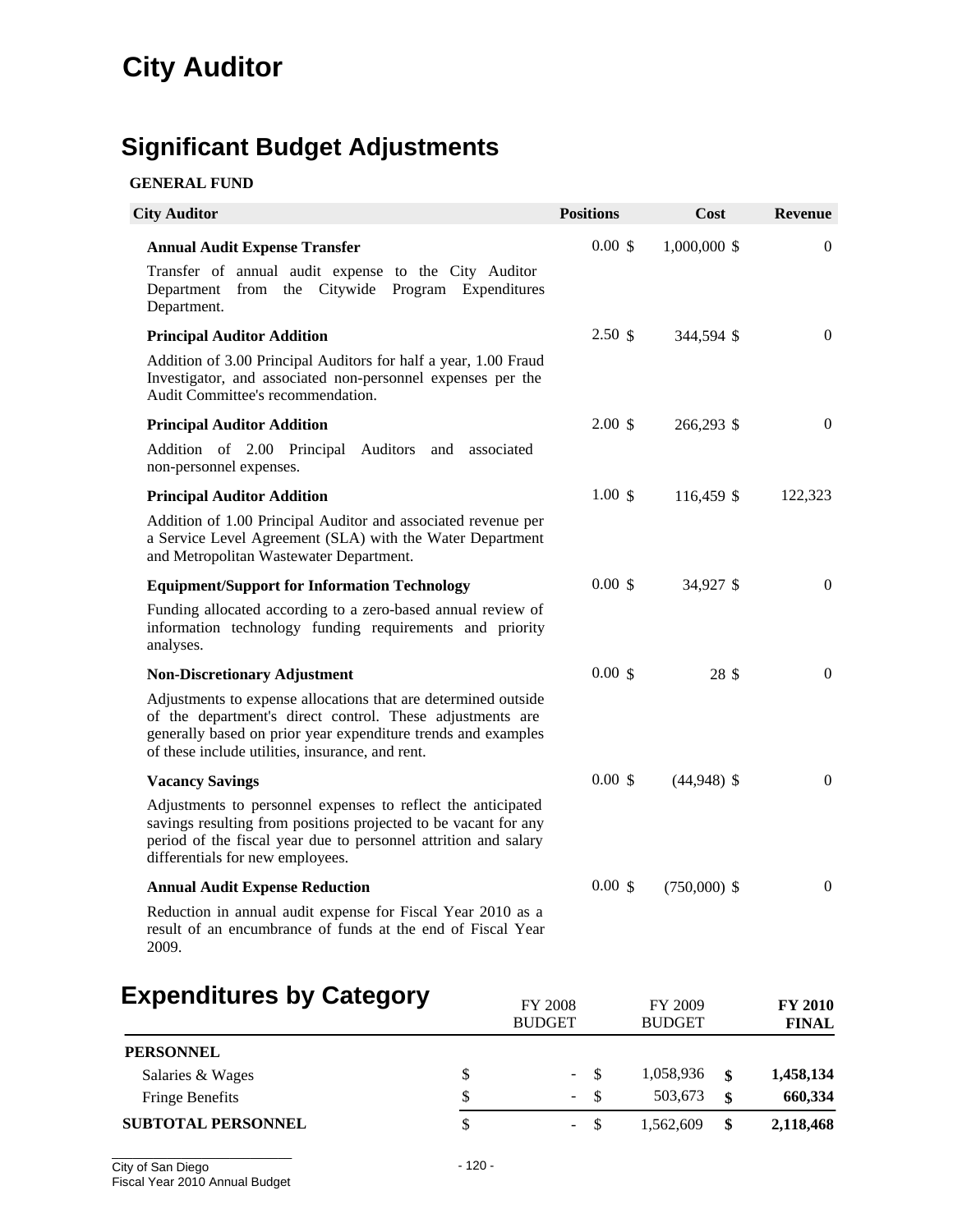# City Auditor

## Significant Budget Adjustments

**GENERAL FUND**

| City Auditor | Positions | Cost | Revenue |
|---|---|---|---|
| **Annual Audit Expense Transfer**<br>Transfer of annual audit expense to the City Auditor Department from the Citywide Program Expenditures Department. | 0.00 | $ 1,000,000 | $ 0 |
| **Principal Auditor Addition**<br>Addition of 3.00 Principal Auditors for half a year, 1.00 Fraud Investigator, and associated non-personnel expenses per the Audit Committee's recommendation. | 2.50 | $ 344,594 | $ 0 |
| **Principal Auditor Addition**<br>Addition of 2.00 Principal Auditors and associated non-personnel expenses. | 2.00 | $ 266,293 | $ 0 |
| **Principal Auditor Addition**<br>Addition of 1.00 Principal Auditor and associated revenue per a Service Level Agreement (SLA) with the Water Department and Metropolitan Wastewater Department. | 1.00 | $ 116,459 | $ 122,323 |
| **Equipment/Support for Information Technology**<br>Funding allocated according to a zero-based annual review of information technology funding requirements and priority analyses. | 0.00 | $ 34,927 | $ 0 |
| **Non-Discretionary Adjustment**<br>Adjustments to expense allocations that are determined outside of the department's direct control. These adjustments are generally based on prior year expenditure trends and examples of these include utilities, insurance, and rent. | 0.00 | $ 28 | $ 0 |
| **Vacancy Savings**<br>Adjustments to personnel expenses to reflect the anticipated savings resulting from positions projected to be vacant for any period of the fiscal year due to personnel attrition and salary differentials for new employees. | 0.00 | $ (44,948) | $ 0 |
| **Annual Audit Expense Reduction**<br>Reduction in annual audit expense for Fiscal Year 2010 as a result of an encumbrance of funds at the end of Fiscal Year 2009. | 0.00 | $ (750,000) | $ 0 |

## Expenditures by Category

| | FY 2008 BUDGET | FY 2009 BUDGET | **FY 2010 FINAL** |
|---|---|---|---|
| **PERSONNEL** | | | |
| Salaries & Wages | $ - | $ 1,058,936 | **$ 1,458,134** |
| Fringe Benefits | $ - | $ 503,673 | **$ 660,334** |
| **SUBTOTAL PERSONNEL** | $ - | $ 1,562,609 | **$ 2,118,468** |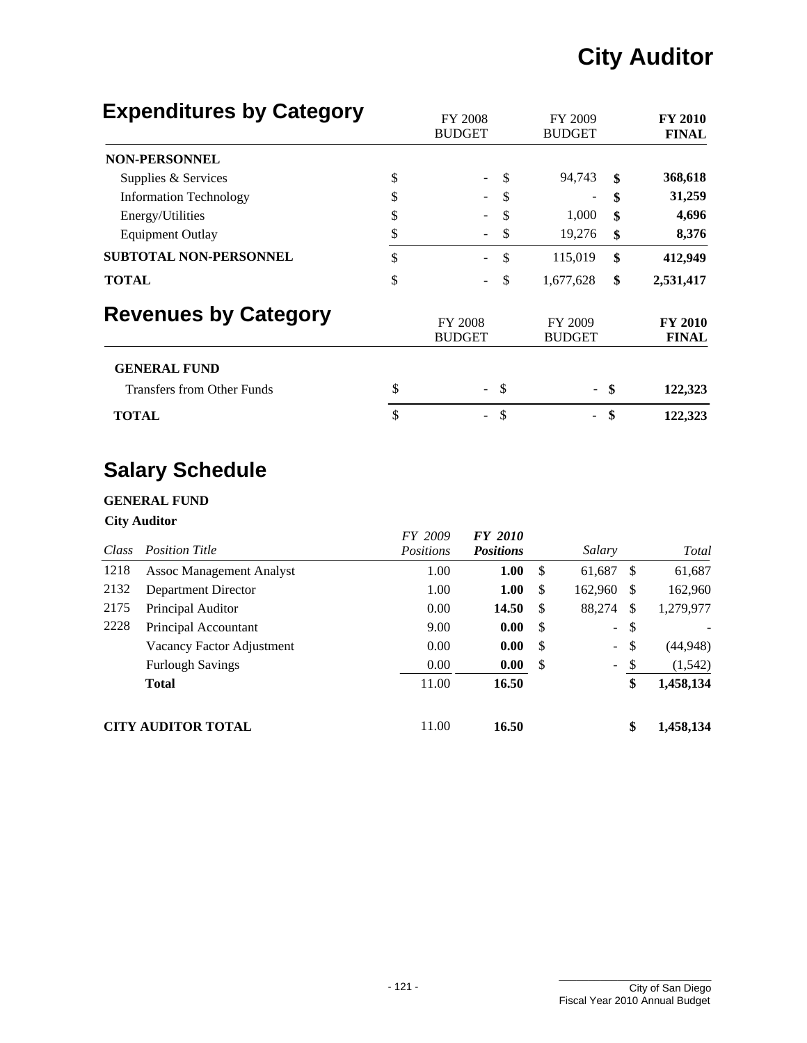# City Auditor

## Expenditures by Category

| | FY 2008 BUDGET | FY 2009 BUDGET | FY 2010 FINAL |
|---|---|---|---|
| **NON-PERSONNEL** | | | |
| Supplies & Services | $ - | $ 94,743 | **$ 368,618** |
| Information Technology | $ - | $ - | **$ 31,259** |
| Energy/Utilities | $ - | $ 1,000 | **$ 4,696** |
| Equipment Outlay | $ - | $ 19,276 | **$ 8,376** |
| **SUBTOTAL NON-PERSONNEL** | $ - | $ 115,019 | **$ 412,949** |
| **TOTAL** | $ - | $ 1,677,628 | **$ 2,531,417** |

## Revenues by Category

| | FY 2008 BUDGET | FY 2009 BUDGET | FY 2010 FINAL |
|---|---|---|---|
| **GENERAL FUND** | | | |
| Transfers from Other Funds | $ - | $ - | **$ 122,323** |
| **TOTAL** | $ - | $ - | **$ 122,323** |

## Salary Schedule

**GENERAL FUND**

**City Auditor**

| *Class* | *Position Title* | *FY 2009 Positions* | ***FY 2010 Positions*** | *Salary* | *Total* |
|---|---|---|---|---|---|
| 1218 | Assoc Management Analyst | 1.00 | **1.00** | $ 61,687 | $ 61,687 |
| 2132 | Department Director | 1.00 | **1.00** | $ 162,960 | $ 162,960 |
| 2175 | Principal Auditor | 0.00 | **14.50** | $ 88,274 | $ 1,279,977 |
| 2228 | Principal Accountant | 9.00 | **0.00** | $ - | $ - |
| | Vacancy Factor Adjustment | 0.00 | **0.00** | $ - | $ (44,948) |
| | Furlough Savings | 0.00 | **0.00** | $ - | $ (1,542) |
| | **Total** | 11.00 | **16.50** | | **$ 1,458,134** |
| | | | | | |
| **CITY AUDITOR TOTAL** | | 11.00 | **16.50** | | **$ 1,458,134** |